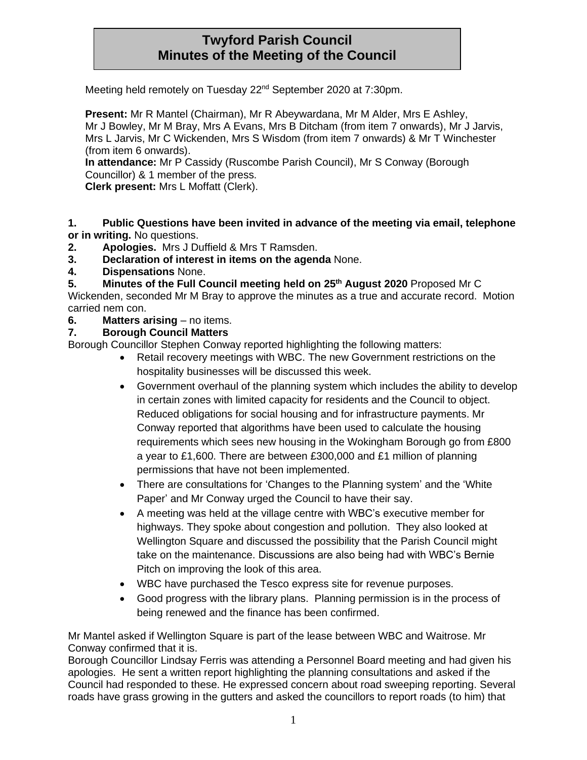# Twyford Parish Council
# Minutes of the Meeting of the Council

Meeting held remotely on Tuesday 22nd September 2020 at 7:30pm.

**Present:** Mr R Mantel (Chairman), Mr R Abeywardana, Mr M Alder, Mrs E Ashley, Mr J Bowley, Mr M Bray, Mrs A Evans, Mrs B Ditcham (from item 7 onwards), Mr J Jarvis, Mrs L Jarvis, Mr C Wickenden, Mrs S Wisdom (from item 7 onwards) & Mr T Winchester (from item 6 onwards).
**In attendance:** Mr P Cassidy (Ruscombe Parish Council), Mr S Conway (Borough Councillor) & 1 member of the press.
**Clerk present:** Mrs L Moffatt (Clerk).

**1. Public Questions have been invited in advance of the meeting via email, telephone or in writing.** No questions.

**2. Apologies.** Mrs J Duffield & Mrs T Ramsden.

**3. Declaration of interest in items on the agenda** None.

**4. Dispensations** None.

**5. Minutes of the Full Council meeting held on 25th August 2020** Proposed Mr C Wickenden, seconded Mr M Bray to approve the minutes as a true and accurate record. Motion carried nem con.

**6. Matters arising** – no items.

**7. Borough Council Matters**

Borough Councillor Stephen Conway reported highlighting the following matters:

- Retail recovery meetings with WBC. The new Government restrictions on the hospitality businesses will be discussed this week.
- Government overhaul of the planning system which includes the ability to develop in certain zones with limited capacity for residents and the Council to object. Reduced obligations for social housing and for infrastructure payments. Mr Conway reported that algorithms have been used to calculate the housing requirements which sees new housing in the Wokingham Borough go from £800 a year to £1,600. There are between £300,000 and £1 million of planning permissions that have not been implemented.
- There are consultations for 'Changes to the Planning system' and the 'White Paper' and Mr Conway urged the Council to have their say.
- A meeting was held at the village centre with WBC's executive member for highways. They spoke about congestion and pollution. They also looked at Wellington Square and discussed the possibility that the Parish Council might take on the maintenance. Discussions are also being had with WBC's Bernie Pitch on improving the look of this area.
- WBC have purchased the Tesco express site for revenue purposes.
- Good progress with the library plans. Planning permission is in the process of being renewed and the finance has been confirmed.

Mr Mantel asked if Wellington Square is part of the lease between WBC and Waitrose. Mr Conway confirmed that it is.

Borough Councillor Lindsay Ferris was attending a Personnel Board meeting and had given his apologies. He sent a written report highlighting the planning consultations and asked if the Council had responded to these. He expressed concern about road sweeping reporting. Several roads have grass growing in the gutters and asked the councillors to report roads (to him) that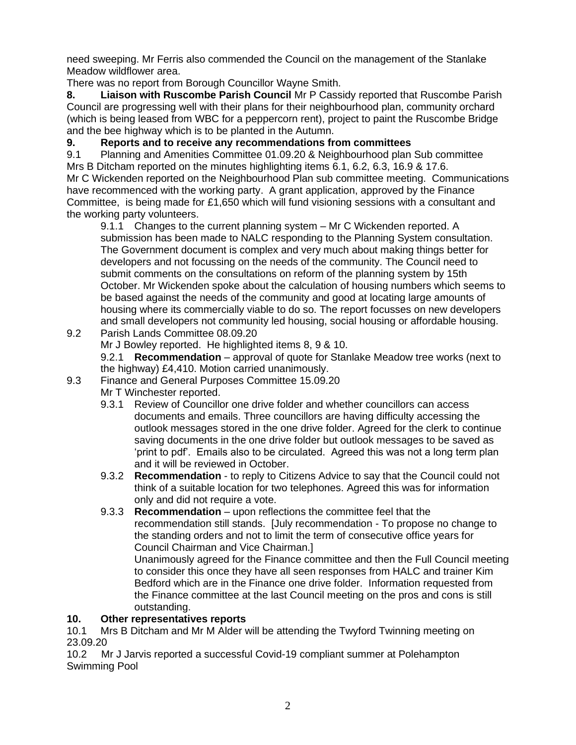need sweeping. Mr Ferris also commended the Council on the management of the Stanlake Meadow wildflower area.

There was no report from Borough Councillor Wayne Smith.

**8. Liaison with Ruscombe Parish Council** Mr P Cassidy reported that Ruscombe Parish Council are progressing well with their plans for their neighbourhood plan, community orchard (which is being leased from WBC for a peppercorn rent), project to paint the Ruscombe Bridge and the bee highway which is to be planted in the Autumn.

**9. Reports and to receive any recommendations from committees**

9.1 Planning and Amenities Committee 01.09.20 & Neighbourhood plan Sub committee

Mrs B Ditcham reported on the minutes highlighting items 6.1, 6.2, 6.3, 16.9 & 17.6.

Mr C Wickenden reported on the Neighbourhood Plan sub committee meeting. Communications have recommenced with the working party. A grant application, approved by the Finance Committee, is being made for £1,650 which will fund visioning sessions with a consultant and the working party volunteers.

9.1.1 Changes to the current planning system – Mr C Wickenden reported. A submission has been made to NALC responding to the Planning System consultation. The Government document is complex and very much about making things better for developers and not focussing on the needs of the community. The Council need to submit comments on the consultations on reform of the planning system by 15th October. Mr Wickenden spoke about the calculation of housing numbers which seems to be based against the needs of the community and good at locating large amounts of housing where its commercially viable to do so. The report focusses on new developers and small developers not community led housing, social housing or affordable housing.

9.2 Parish Lands Committee 08.09.20

Mr J Bowley reported. He highlighted items 8, 9 & 10.

9.2.1 **Recommendation** – approval of quote for Stanlake Meadow tree works (next to the highway) £4,410. Motion carried unanimously.

9.3 Finance and General Purposes Committee 15.09.20

Mr T Winchester reported.

9.3.1 Review of Councillor one drive folder and whether councillors can access documents and emails. Three councillors are having difficulty accessing the outlook messages stored in the one drive folder. Agreed for the clerk to continue saving documents in the one drive folder but outlook messages to be saved as 'print to pdf'. Emails also to be circulated. Agreed this was not a long term plan and it will be reviewed in October.

9.3.2 **Recommendation** - to reply to Citizens Advice to say that the Council could not think of a suitable location for two telephones. Agreed this was for information only and did not require a vote.

9.3.3 **Recommendation** – upon reflections the committee feel that the recommendation still stands. [July recommendation - To propose no change to the standing orders and not to limit the term of consecutive office years for Council Chairman and Vice Chairman.]

Unanimously agreed for the Finance committee and then the Full Council meeting to consider this once they have all seen responses from HALC and trainer Kim Bedford which are in the Finance one drive folder. Information requested from the Finance committee at the last Council meeting on the pros and cons is still outstanding.

**10. Other representatives reports**

10.1 Mrs B Ditcham and Mr M Alder will be attending the Twyford Twinning meeting on 23.09.20

10.2 Mr J Jarvis reported a successful Covid-19 compliant summer at Polehampton Swimming Pool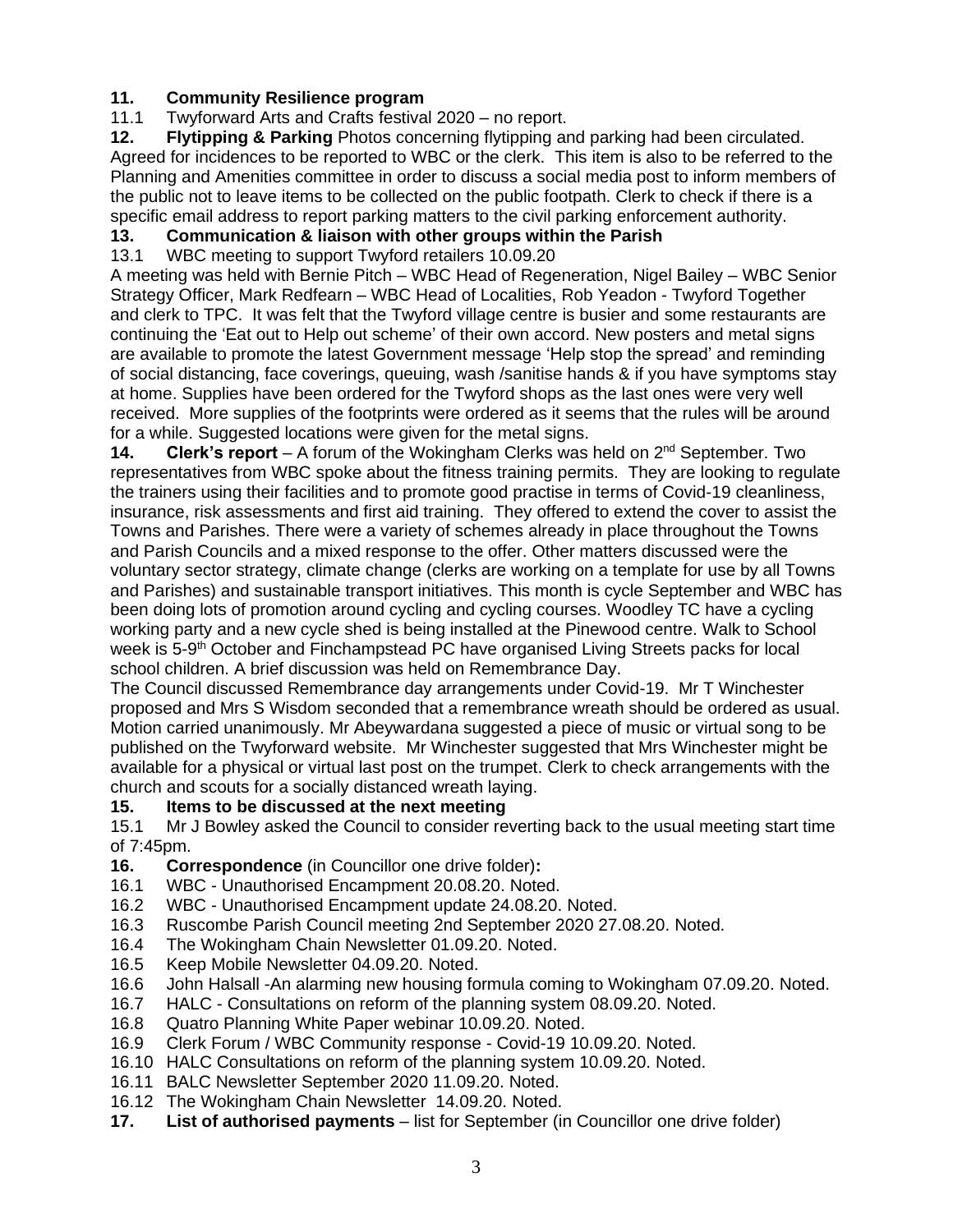**11. Community Resilience program**

11.1 Twyforward Arts and Crafts festival 2020 – no report.

**12. Flytipping & Parking** Photos concerning flytipping and parking had been circulated. Agreed for incidences to be reported to WBC or the clerk. This item is also to be referred to the Planning and Amenities committee in order to discuss a social media post to inform members of the public not to leave items to be collected on the public footpath. Clerk to check if there is a specific email address to report parking matters to the civil parking enforcement authority.

**13. Communication & liaison with other groups within the Parish**

13.1 WBC meeting to support Twyford retailers 10.09.20

A meeting was held with Bernie Pitch – WBC Head of Regeneration, Nigel Bailey – WBC Senior Strategy Officer, Mark Redfearn – WBC Head of Localities, Rob Yeadon - Twyford Together and clerk to TPC. It was felt that the Twyford village centre is busier and some restaurants are continuing the 'Eat out to Help out scheme' of their own accord. New posters and metal signs are available to promote the latest Government message 'Help stop the spread' and reminding of social distancing, face coverings, queuing, wash /sanitise hands & if you have symptoms stay at home. Supplies have been ordered for the Twyford shops as the last ones were very well received. More supplies of the footprints were ordered as it seems that the rules will be around for a while. Suggested locations were given for the metal signs.

**14. Clerk's report** – A forum of the Wokingham Clerks was held on 2nd September. Two representatives from WBC spoke about the fitness training permits. They are looking to regulate the trainers using their facilities and to promote good practise in terms of Covid-19 cleanliness, insurance, risk assessments and first aid training. They offered to extend the cover to assist the Towns and Parishes. There were a variety of schemes already in place throughout the Towns and Parish Councils and a mixed response to the offer. Other matters discussed were the voluntary sector strategy, climate change (clerks are working on a template for use by all Towns and Parishes) and sustainable transport initiatives. This month is cycle September and WBC has been doing lots of promotion around cycling and cycling courses. Woodley TC have a cycling working party and a new cycle shed is being installed at the Pinewood centre. Walk to School week is 5-9th October and Finchampstead PC have organised Living Streets packs for local school children. A brief discussion was held on Remembrance Day.

The Council discussed Remembrance day arrangements under Covid-19. Mr T Winchester proposed and Mrs S Wisdom seconded that a remembrance wreath should be ordered as usual. Motion carried unanimously. Mr Abeywardana suggested a piece of music or virtual song to be published on the Twyforward website. Mr Winchester suggested that Mrs Winchester might be available for a physical or virtual last post on the trumpet. Clerk to check arrangements with the church and scouts for a socially distanced wreath laying.

**15. Items to be discussed at the next meeting**

15.1 Mr J Bowley asked the Council to consider reverting back to the usual meeting start time of 7:45pm.

**16. Correspondence** (in Councillor one drive folder)**:**

16.1 WBC - Unauthorised Encampment 20.08.20. Noted.
16.2 WBC - Unauthorised Encampment update 24.08.20. Noted.
16.3 Ruscombe Parish Council meeting 2nd September 2020 27.08.20. Noted.
16.4 The Wokingham Chain Newsletter 01.09.20. Noted.
16.5 Keep Mobile Newsletter 04.09.20. Noted.
16.6 John Halsall -An alarming new housing formula coming to Wokingham 07.09.20. Noted.
16.7 HALC - Consultations on reform of the planning system 08.09.20. Noted.
16.8 Quatro Planning White Paper webinar 10.09.20. Noted.
16.9 Clerk Forum / WBC Community response - Covid-19 10.09.20. Noted.
16.10 HALC Consultations on reform of the planning system 10.09.20. Noted.
16.11 BALC Newsletter September 2020 11.09.20. Noted.
16.12 The Wokingham Chain Newsletter 14.09.20. Noted.

**17. List of authorised payments** – list for September (in Councillor one drive folder)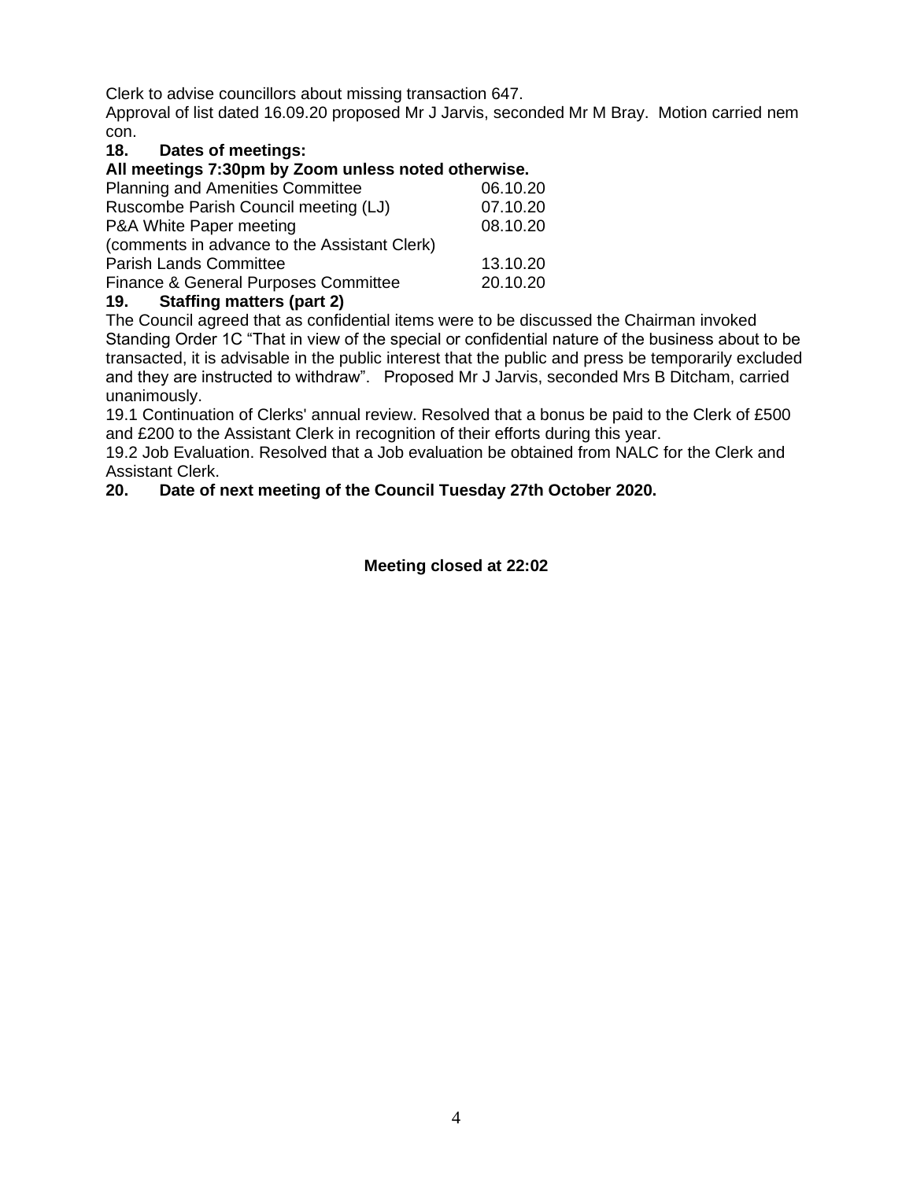Clerk to advise councillors about missing transaction 647.

Approval of list dated 16.09.20 proposed Mr J Jarvis, seconded Mr M Bray. Motion carried nem con.

**18. Dates of meetings:**

**All meetings 7:30pm by Zoom unless noted otherwise.**

| | |
|---|---|
| Planning and Amenities Committee | 06.10.20 |
| Ruscombe Parish Council meeting (LJ) | 07.10.20 |
| P&A White Paper meeting (comments in advance to the Assistant Clerk) | 08.10.20 |
| Parish Lands Committee | 13.10.20 |
| Finance & General Purposes Committee | 20.10.20 |

**19. Staffing matters (part 2)**

The Council agreed that as confidential items were to be discussed the Chairman invoked Standing Order 1C "That in view of the special or confidential nature of the business about to be transacted, it is advisable in the public interest that the public and press be temporarily excluded and they are instructed to withdraw". Proposed Mr J Jarvis, seconded Mrs B Ditcham, carried unanimously.

19.1 Continuation of Clerks' annual review. Resolved that a bonus be paid to the Clerk of £500 and £200 to the Assistant Clerk in recognition of their efforts during this year.

19.2 Job Evaluation. Resolved that a Job evaluation be obtained from NALC for the Clerk and Assistant Clerk.

**20. Date of next meeting of the Council Tuesday 27th October 2020.**

**Meeting closed at 22:02**